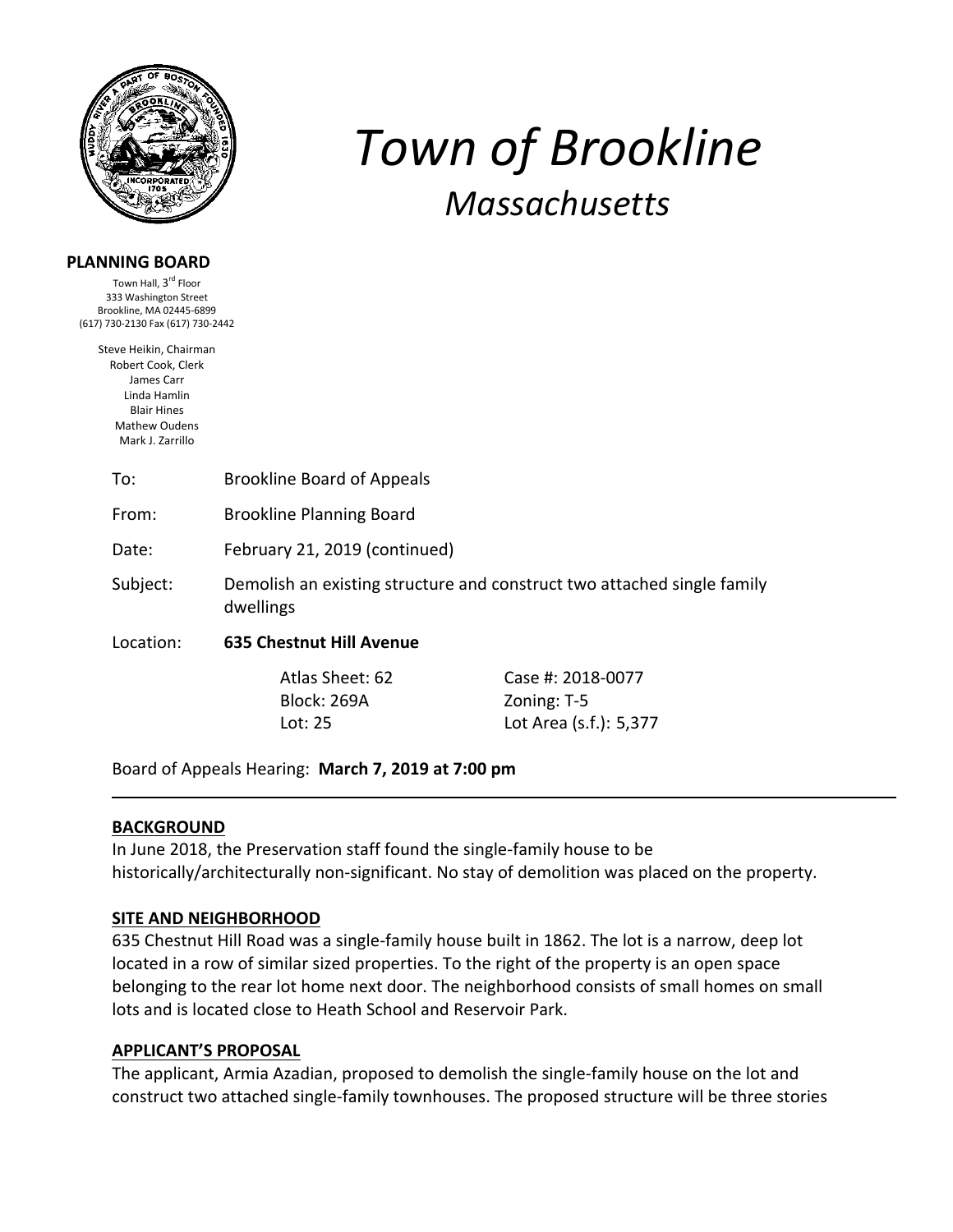// Town of Brookline

# Town of Brookline

## Massachusetts

**PLANNING BOARD**

Town Hall, 3rd Floor
333 Washington Street
Brookline, MA 02445-6899
(617) 730-2130 Fax (617) 730-2442

Steve Heikin, Chairman
Robert Cook, Clerk
James Carr
Linda Hamlin
Blair Hines
Mathew Oudens
Mark J. Zarrillo

To: Brookline Board of Appeals

From: Brookline Planning Board

Date: February 21, 2019 (continued)

Subject: Demolish an existing structure and construct two attached single family dwellings

Location: **635 Chestnut Hill Avenue**

| | |
|---|---|
| Atlas Sheet: 62 | Case #: 2018-0077 |
| Block: 269A | Zoning: T-5 |
| Lot: 25 | Lot Area (s.f.): 5,377 |

Board of Appeals Hearing: **March 7, 2019 at 7:00 pm**

---

**BACKGROUND**

In June 2018, the Preservation staff found the single-family house to be historically/architecturally non-significant. No stay of demolition was placed on the property.

**SITE AND NEIGHBORHOOD**

635 Chestnut Hill Road was a single-family house built in 1862. The lot is a narrow, deep lot located in a row of similar sized properties. To the right of the property is an open space belonging to the rear lot home next door. The neighborhood consists of small homes on small lots and is located close to Heath School and Reservoir Park.

**APPLICANT'S PROPOSAL**

The applicant, Armia Azadian, proposed to demolish the single-family house on the lot and construct two attached single-family townhouses. The proposed structure will be three stories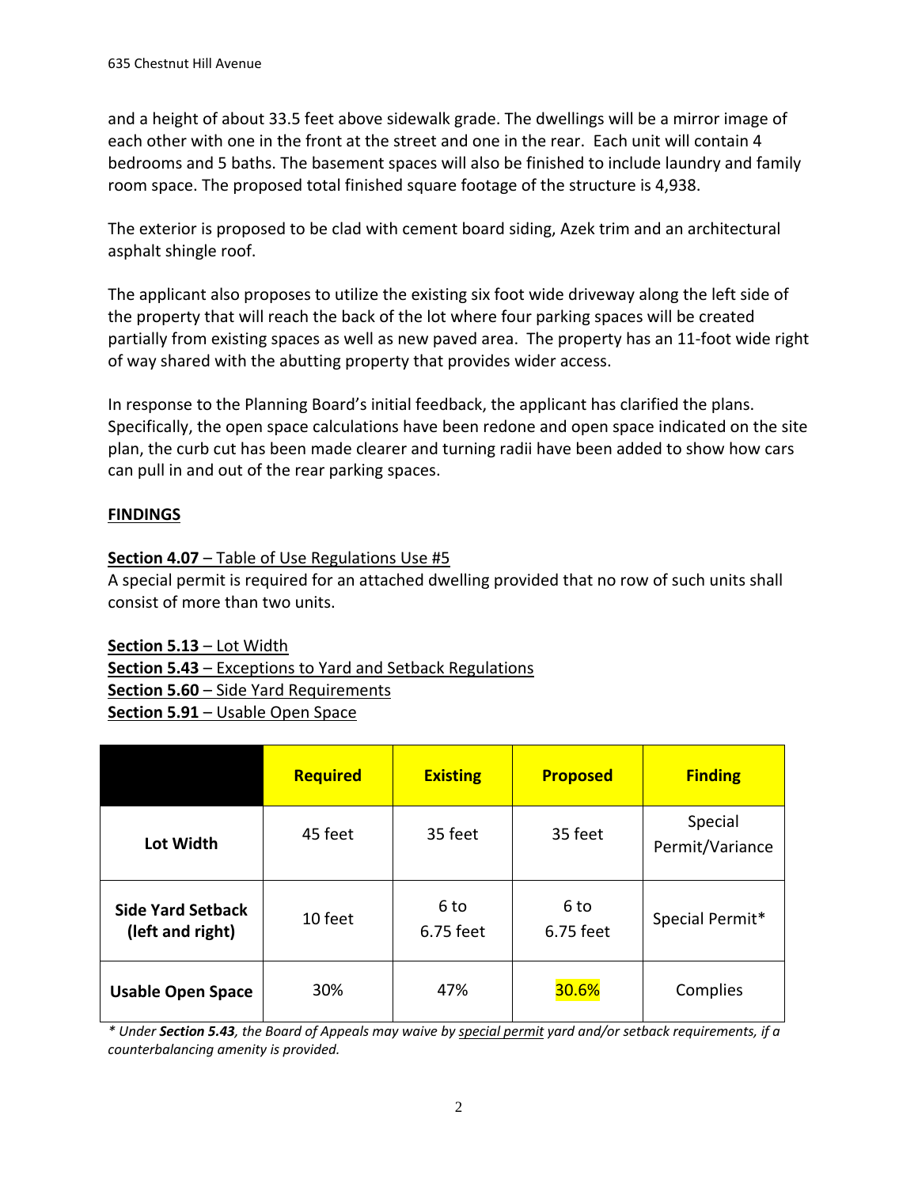and a height of about 33.5 feet above sidewalk grade. The dwellings will be a mirror image of each other with one in the front at the street and one in the rear. Each unit will contain 4 bedrooms and 5 baths. The basement spaces will also be finished to include laundry and family room space. The proposed total finished square footage of the structure is 4,938.

The exterior is proposed to be clad with cement board siding, Azek trim and an architectural asphalt shingle roof.

The applicant also proposes to utilize the existing six foot wide driveway along the left side of the property that will reach the back of the lot where four parking spaces will be created partially from existing spaces as well as new paved area. The property has an 11-foot wide right of way shared with the abutting property that provides wider access.

In response to the Planning Board's initial feedback, the applicant has clarified the plans. Specifically, the open space calculations have been redone and open space indicated on the site plan, the curb cut has been made clearer and turning radii have been added to show how cars can pull in and out of the rear parking spaces.

## FINDINGS

**Section 4.07** – Table of Use Regulations Use #5
A special permit is required for an attached dwelling provided that no row of such units shall consist of more than two units.

**Section 5.13** – Lot Width
**Section 5.43** – Exceptions to Yard and Setback Regulations
**Section 5.60** – Side Yard Requirements
**Section 5.91** – Usable Open Space

| | Required | Existing | Proposed | Finding |
|---|---|---|---|---|
| **Lot Width** | 45 feet | 35 feet | 35 feet | Special Permit/Variance |
| **Side Yard Setback (left and right)** | 10 feet | 6 to 6.75 feet | 6 to 6.75 feet | Special Permit* |
| **Usable Open Space** | 30% | 47% | 30.6% | Complies |

*\* Under **Section 5.43**, the Board of Appeals may waive by special permit yard and/or setback requirements, if a counterbalancing amenity is provided.*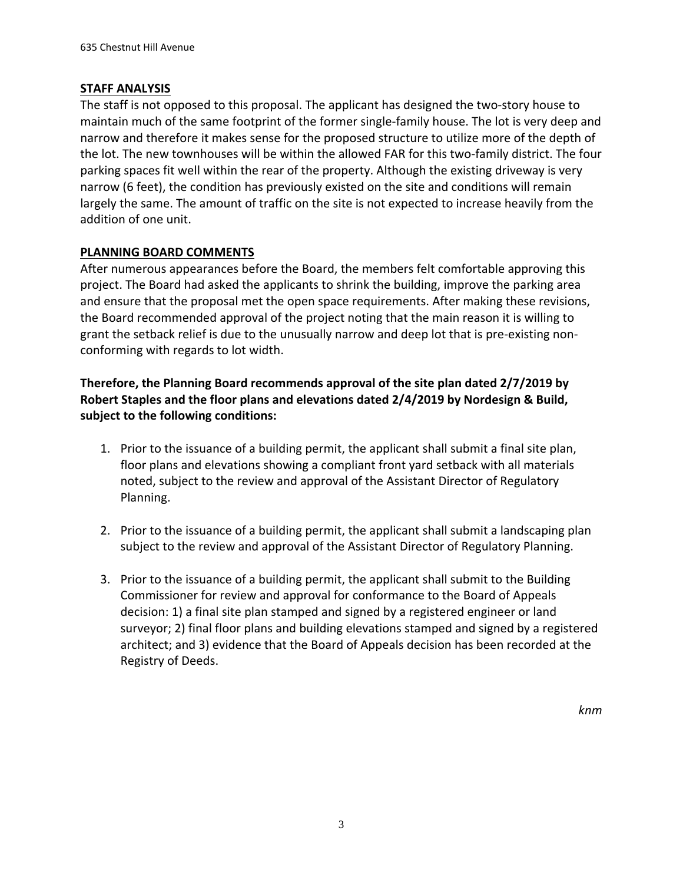## STAFF ANALYSIS

The staff is not opposed to this proposal. The applicant has designed the two-story house to maintain much of the same footprint of the former single-family house. The lot is very deep and narrow and therefore it makes sense for the proposed structure to utilize more of the depth of the lot. The new townhouses will be within the allowed FAR for this two-family district. The four parking spaces fit well within the rear of the property. Although the existing driveway is very narrow (6 feet), the condition has previously existed on the site and conditions will remain largely the same. The amount of traffic on the site is not expected to increase heavily from the addition of one unit.

## PLANNING BOARD COMMENTS

After numerous appearances before the Board, the members felt comfortable approving this project. The Board had asked the applicants to shrink the building, improve the parking area and ensure that the proposal met the open space requirements. After making these revisions, the Board recommended approval of the project noting that the main reason it is willing to grant the setback relief is due to the unusually narrow and deep lot that is pre-existing non-conforming with regards to lot width.

**Therefore, the Planning Board recommends approval of the site plan dated 2/7/2019 by Robert Staples and the floor plans and elevations dated 2/4/2019 by Nordesign & Build, subject to the following conditions:**

1. Prior to the issuance of a building permit, the applicant shall submit a final site plan, floor plans and elevations showing a compliant front yard setback with all materials noted, subject to the review and approval of the Assistant Director of Regulatory Planning.

2. Prior to the issuance of a building permit, the applicant shall submit a landscaping plan subject to the review and approval of the Assistant Director of Regulatory Planning.

3. Prior to the issuance of a building permit, the applicant shall submit to the Building Commissioner for review and approval for conformance to the Board of Appeals decision: 1) a final site plan stamped and signed by a registered engineer or land surveyor; 2) final floor plans and building elevations stamped and signed by a registered architect; and 3) evidence that the Board of Appeals decision has been recorded at the Registry of Deeds.

*knm*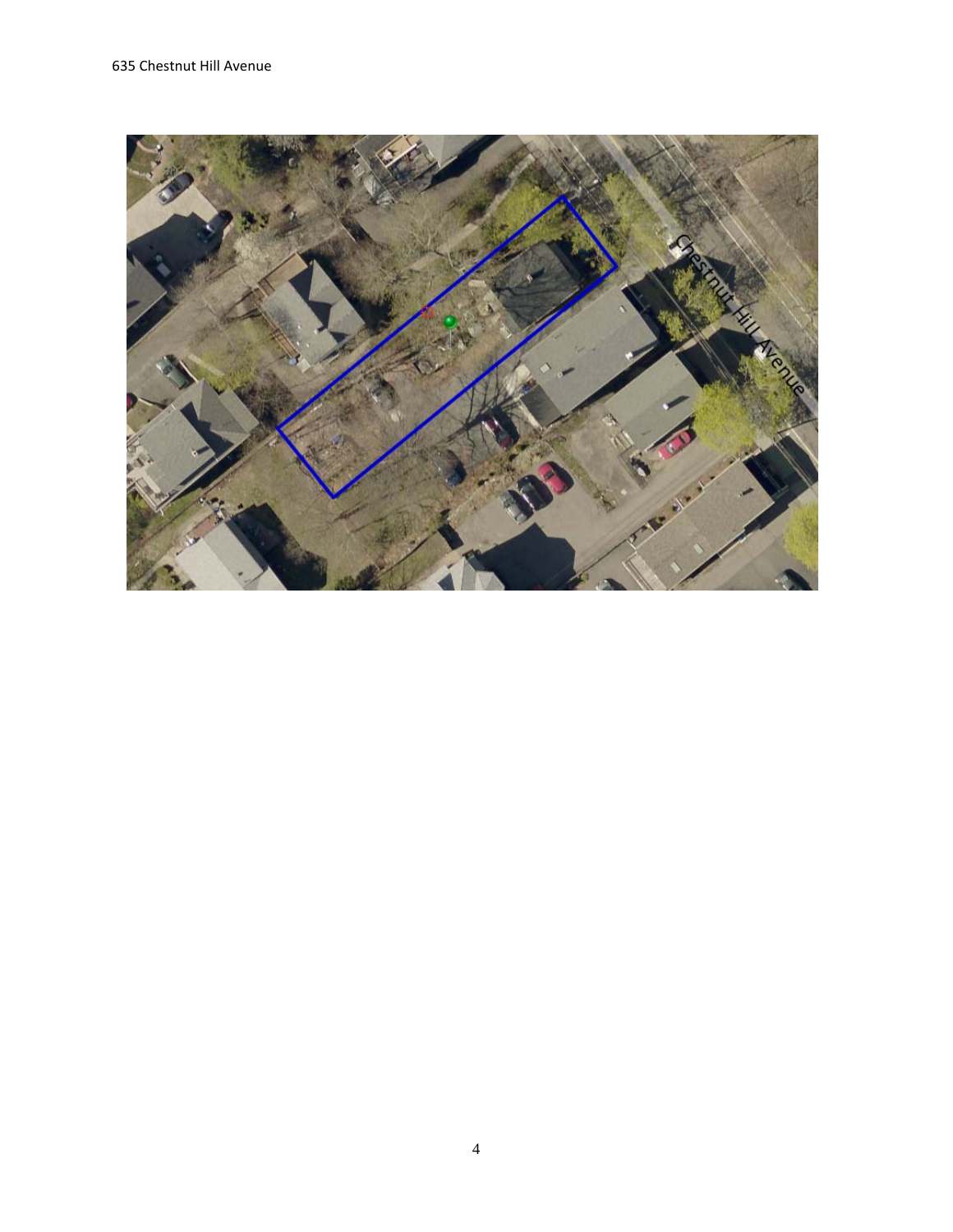635 Chestnut Hill Avenue